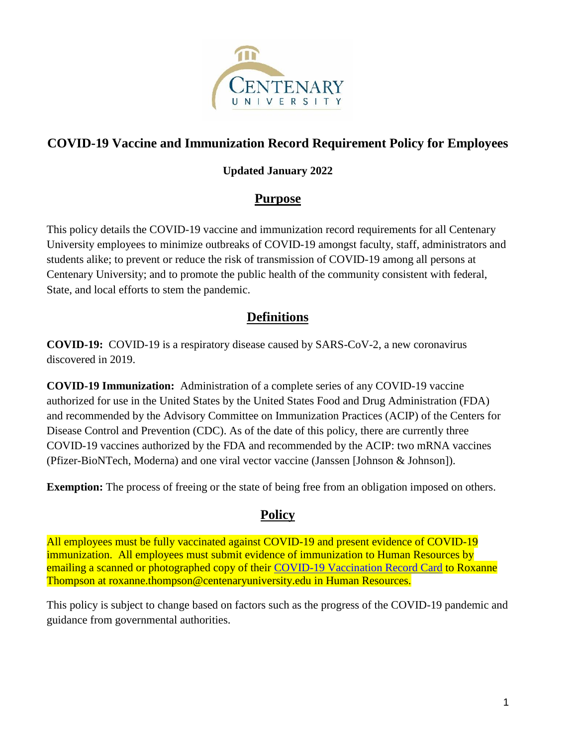# COVID-19 Vaccine and Immunization Record Requirement Policy for Employees

**Updated January 2022**

## Purpose

This policy details the COVID-19 vaccine and immunization record requirements for all Centenary University employees to minimize outbreaks of COVID-19 amongst faculty, staff, administrators and students alike; to prevent or reduce the risk of transmission of COVID-19 among all persons at Centenary University; and to promote the public health of the community consistent with federal, State, and local efforts to stem the pandemic.

## Definitions

**COVID-19:** COVID-19 is a respiratory disease caused by SARS-CoV-2, a new coronavirus discovered in 2019.

**COVID-19 Immunization:** Administration of a complete series of any COVID-19 vaccine authorized for use in the United States by the United States Food and Drug Administration (FDA) and recommended by the Advisory Committee on Immunization Practices (ACIP) of the Centers for Disease Control and Prevention (CDC). As of the date of this policy, there are currently three COVID-19 vaccines authorized by the FDA and recommended by the ACIP: two mRNA vaccines (Pfizer-BioNTech, Moderna) and one viral vector vaccine (Janssen [Johnson & Johnson]).

**Exemption:** The process of freeing or the state of being free from an obligation imposed on others.

## Policy

All employees must be fully vaccinated against COVID-19 and present evidence of COVID-19 immunization. All employees must submit evidence of immunization to Human Resources by emailing a scanned or photographed copy of their COVID-19 Vaccination Record Card to Roxanne Thompson at roxanne.thompson@centenaryuniversity.edu in Human Resources.

This policy is subject to change based on factors such as the progress of the COVID-19 pandemic and guidance from governmental authorities.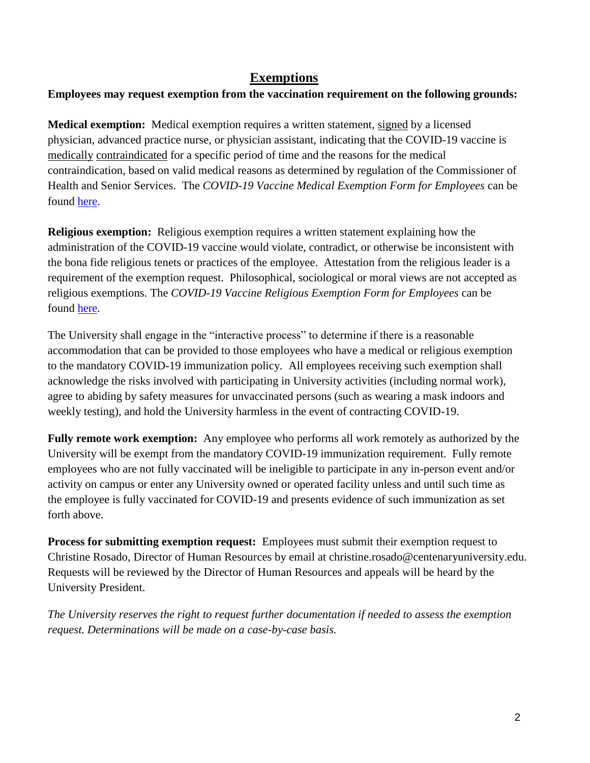## Exemptions

**Employees may request exemption from the vaccination requirement on the following grounds:**

**Medical exemption:** Medical exemption requires a written statement, signed by a licensed physician, advanced practice nurse, or physician assistant, indicating that the COVID-19 vaccine is medically contraindicated for a specific period of time and the reasons for the medical contraindication, based on valid medical reasons as determined by regulation of the Commissioner of Health and Senior Services. The *COVID-19 Vaccine Medical Exemption Form for Employees* can be found here.

**Religious exemption:** Religious exemption requires a written statement explaining how the administration of the COVID-19 vaccine would violate, contradict, or otherwise be inconsistent with the bona fide religious tenets or practices of the employee. Attestation from the religious leader is a requirement of the exemption request. Philosophical, sociological or moral views are not accepted as religious exemptions. The *COVID-19 Vaccine Religious Exemption Form for Employees* can be found here.

The University shall engage in the "interactive process" to determine if there is a reasonable accommodation that can be provided to those employees who have a medical or religious exemption to the mandatory COVID-19 immunization policy. All employees receiving such exemption shall acknowledge the risks involved with participating in University activities (including normal work), agree to abiding by safety measures for unvaccinated persons (such as wearing a mask indoors and weekly testing), and hold the University harmless in the event of contracting COVID-19.

**Fully remote work exemption:** Any employee who performs all work remotely as authorized by the University will be exempt from the mandatory COVID-19 immunization requirement. Fully remote employees who are not fully vaccinated will be ineligible to participate in any in-person event and/or activity on campus or enter any University owned or operated facility unless and until such time as the employee is fully vaccinated for COVID-19 and presents evidence of such immunization as set forth above.

**Process for submitting exemption request:** Employees must submit their exemption request to Christine Rosado, Director of Human Resources by email at christine.rosado@centenaryuniversity.edu. Requests will be reviewed by the Director of Human Resources and appeals will be heard by the University President.

*The University reserves the right to request further documentation if needed to assess the exemption request. Determinations will be made on a case-by-case basis.*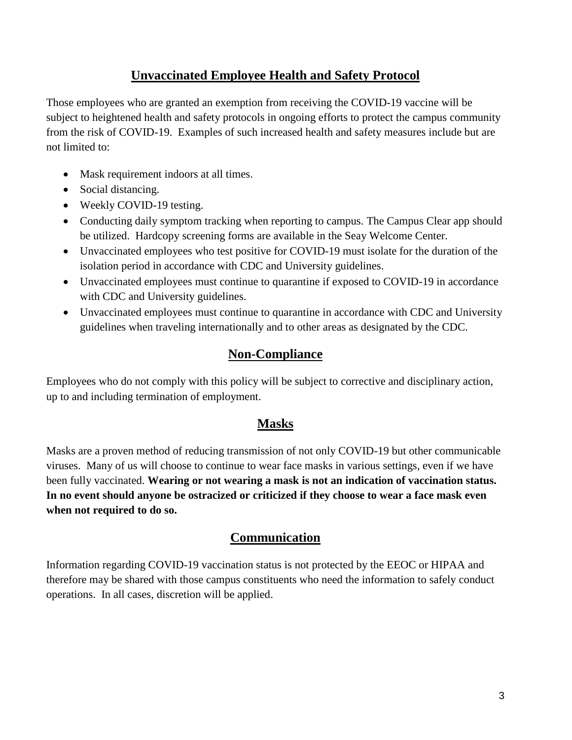## Unvaccinated Employee Health and Safety Protocol

Those employees who are granted an exemption from receiving the COVID-19 vaccine will be subject to heightened health and safety protocols in ongoing efforts to protect the campus community from the risk of COVID-19. Examples of such increased health and safety measures include but are not limited to:

- Mask requirement indoors at all times.
- Social distancing.
- Weekly COVID-19 testing.
- Conducting daily symptom tracking when reporting to campus. The Campus Clear app should be utilized. Hardcopy screening forms are available in the Seay Welcome Center.
- Unvaccinated employees who test positive for COVID-19 must isolate for the duration of the isolation period in accordance with CDC and University guidelines.
- Unvaccinated employees must continue to quarantine if exposed to COVID-19 in accordance with CDC and University guidelines.
- Unvaccinated employees must continue to quarantine in accordance with CDC and University guidelines when traveling internationally and to other areas as designated by the CDC.

## Non-Compliance

Employees who do not comply with this policy will be subject to corrective and disciplinary action, up to and including termination of employment.

## Masks

Masks are a proven method of reducing transmission of not only COVID-19 but other communicable viruses. Many of us will choose to continue to wear face masks in various settings, even if we have been fully vaccinated. **Wearing or not wearing a mask is not an indication of vaccination status. In no event should anyone be ostracized or criticized if they choose to wear a face mask even when not required to do so.**

## Communication

Information regarding COVID-19 vaccination status is not protected by the EEOC or HIPAA and therefore may be shared with those campus constituents who need the information to safely conduct operations. In all cases, discretion will be applied.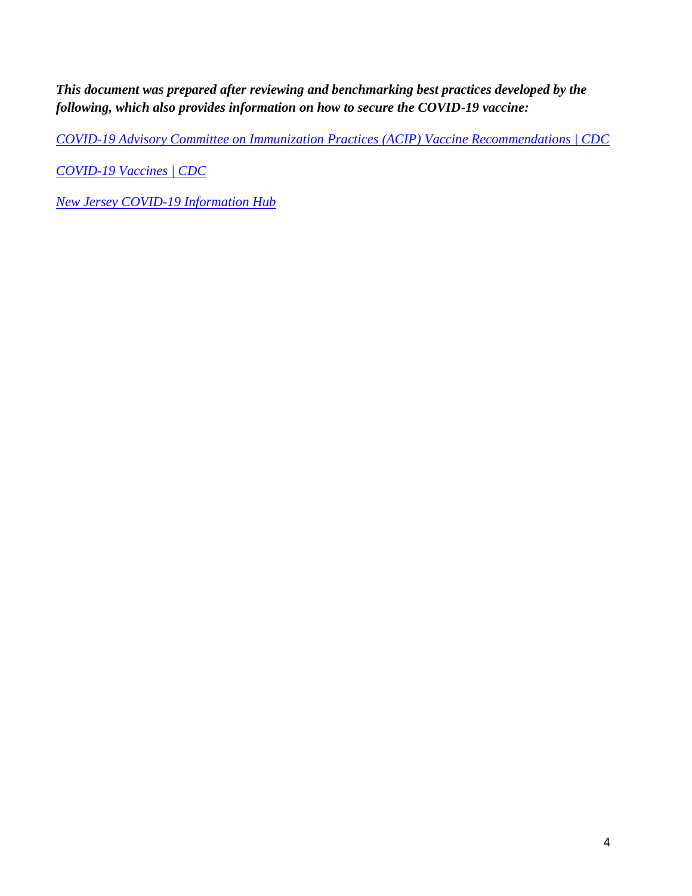***This document was prepared after reviewing and benchmarking best practices developed by the following, which also provides information on how to secure the COVID-19 vaccine:***

*COVID-19 Advisory Committee on Immunization Practices (ACIP) Vaccine Recommendations | CDC*

*COVID-19 Vaccines | CDC*

*New Jersey COVID-19 Information Hub*